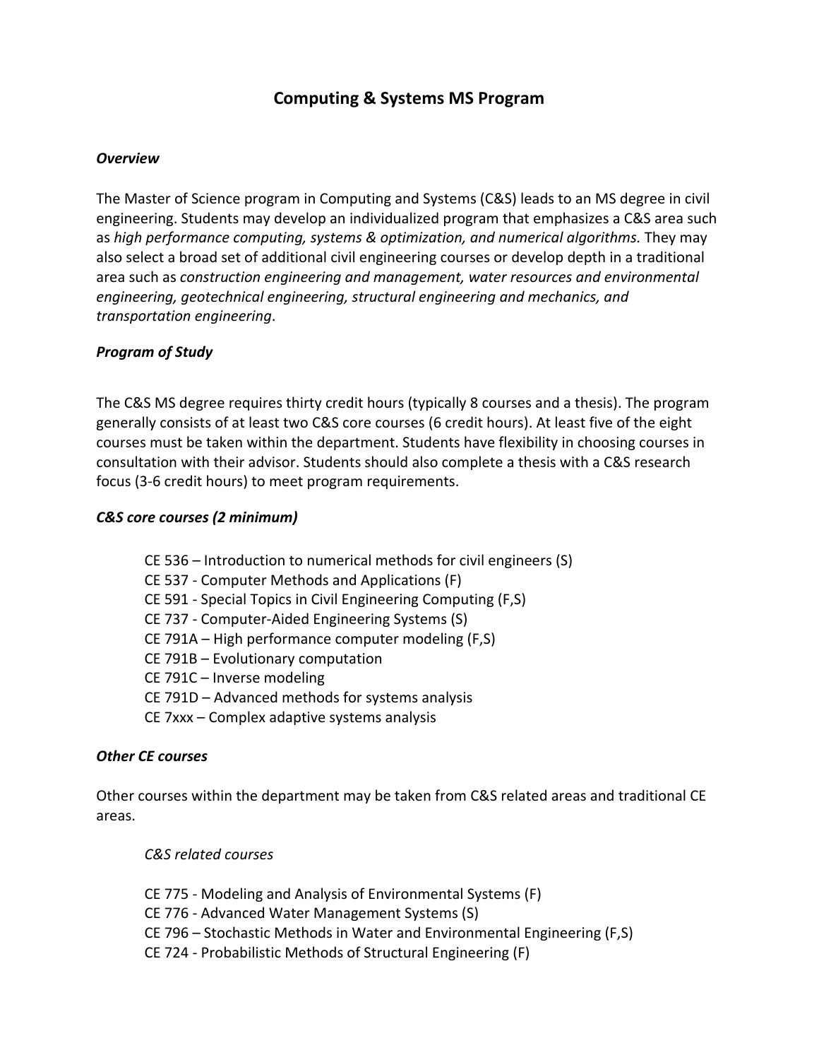# Computing & Systems MS Program

## *Overview*

The Master of Science program in Computing and Systems (C&S) leads to an MS degree in civil engineering. Students may develop an individualized program that emphasizes a C&S area such as *high performance computing, systems & optimization, and numerical algorithms.* They may also select a broad set of additional civil engineering courses or develop depth in a traditional area such as *construction engineering and management, water resources and environmental engineering, geotechnical engineering, structural engineering and mechanics, and transportation engineering*.

## *Program of Study*

The C&S MS degree requires thirty credit hours (typically 8 courses and a thesis). The program generally consists of at least two C&S core courses (6 credit hours). At least five of the eight courses must be taken within the department. Students have flexibility in choosing courses in consultation with their advisor. Students should also complete a thesis with a C&S research focus (3-6 credit hours) to meet program requirements.

## *C&S core courses (2 minimum)*

- CE 536 – Introduction to numerical methods for civil engineers (S)
- CE 537 - Computer Methods and Applications (F)
- CE 591 - Special Topics in Civil Engineering Computing (F,S)
- CE 737 - Computer-Aided Engineering Systems (S)
- CE 791A – High performance computer modeling (F,S)
- CE 791B – Evolutionary computation
- CE 791C – Inverse modeling
- CE 791D – Advanced methods for systems analysis
- CE 7xxx – Complex adaptive systems analysis

## *Other CE courses*

Other courses within the department may be taken from C&S related areas and traditional CE areas.

### *C&S related courses*

- CE 775 - Modeling and Analysis of Environmental Systems (F)
- CE 776 - Advanced Water Management Systems (S)
- CE 796 – Stochastic Methods in Water and Environmental Engineering (F,S)
- CE 724 - Probabilistic Methods of Structural Engineering (F)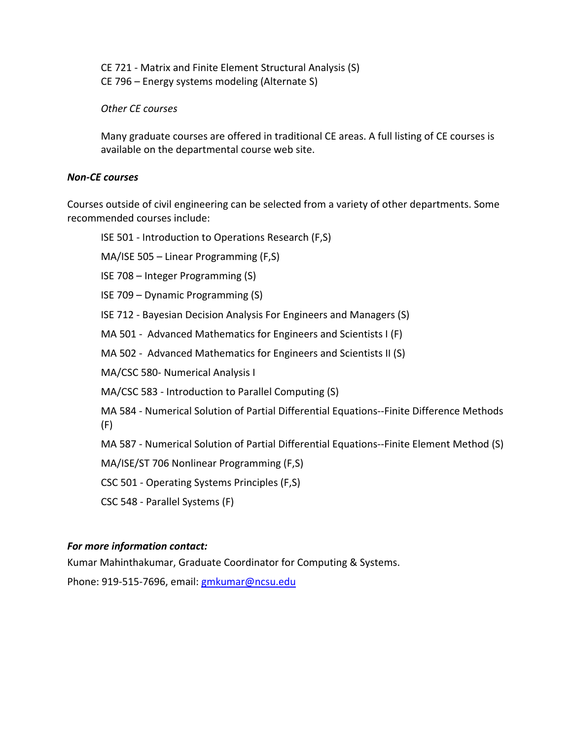CE 721 - Matrix and Finite Element Structural Analysis (S)
CE 796 – Energy systems modeling (Alternate S)

*Other CE courses*

Many graduate courses are offered in traditional CE areas. A full listing of CE courses is available on the departmental course web site.

***Non-CE courses***

Courses outside of civil engineering can be selected from a variety of other departments. Some recommended courses include:

ISE 501 - Introduction to Operations Research (F,S)

MA/ISE 505 – Linear Programming (F,S)

ISE 708 – Integer Programming (S)

ISE 709 – Dynamic Programming (S)

ISE 712 - Bayesian Decision Analysis For Engineers and Managers (S)

MA 501 - Advanced Mathematics for Engineers and Scientists I (F)

MA 502 - Advanced Mathematics for Engineers and Scientists II (S)

MA/CSC 580- Numerical Analysis I

MA/CSC 583 - Introduction to Parallel Computing (S)

MA 584 - Numerical Solution of Partial Differential Equations--Finite Difference Methods (F)

MA 587 - Numerical Solution of Partial Differential Equations--Finite Element Method (S)

MA/ISE/ST 706 Nonlinear Programming (F,S)

CSC 501 - Operating Systems Principles (F,S)

CSC 548 - Parallel Systems (F)

***For more information contact:***

Kumar Mahinthakumar, Graduate Coordinator for Computing & Systems.

Phone: 919-515-7696, email: gmkumar@ncsu.edu